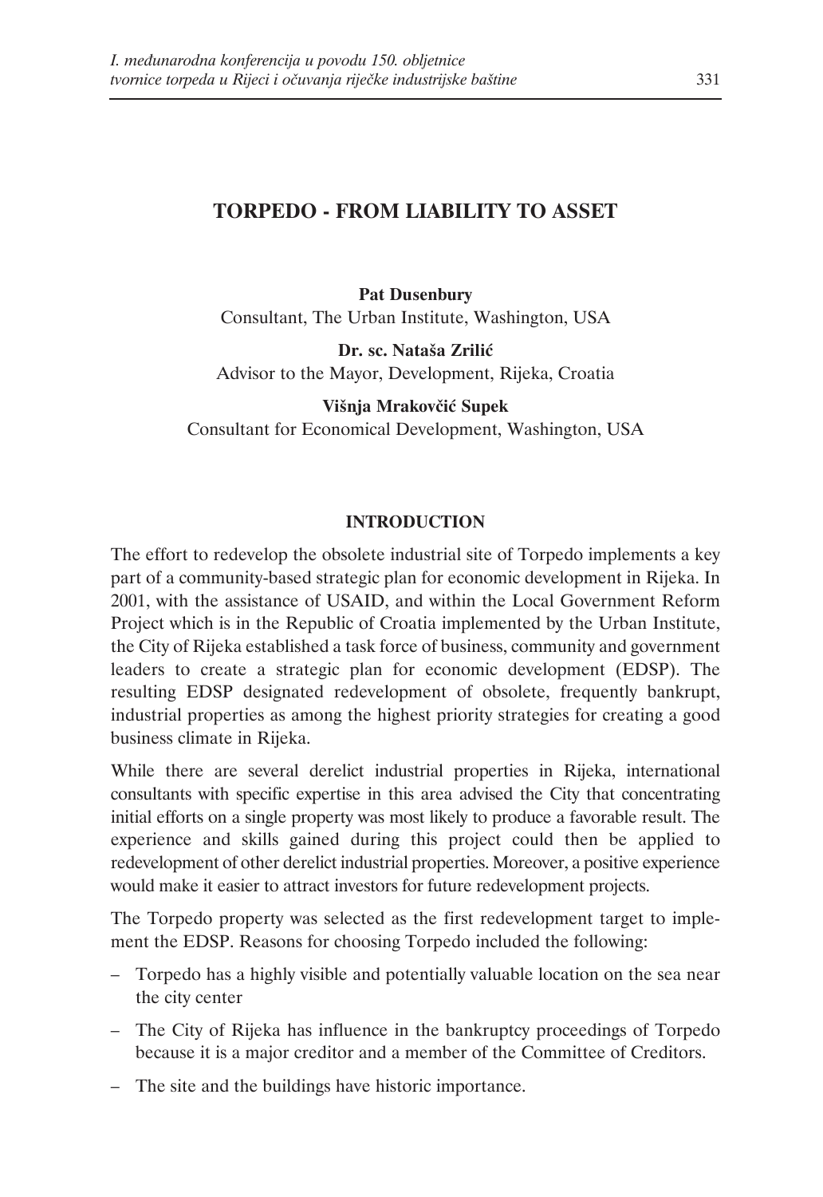# TORPEDO - FROM LIABILITY TO ASSET

**Pat Dusenbury**
Consultant, The Urban Institute, Washington, USA

**Dr. sc. Nataša Zrilić**
Advisor to the Mayor, Development, Rijeka, Croatia

**Višnja Mrakovčić Supek**
Consultant for Economical Development, Washington, USA

## INTRODUCTION

The effort to redevelop the obsolete industrial site of Torpedo implements a key part of a community-based strategic plan for economic development in Rijeka. In 2001, with the assistance of USAID, and within the Local Government Reform Project which is in the Republic of Croatia implemented by the Urban Institute, the City of Rijeka established a task force of business, community and government leaders to create a strategic plan for economic development (EDSP). The resulting EDSP designated redevelopment of obsolete, frequently bankrupt, industrial properties as among the highest priority strategies for creating a good business climate in Rijeka.

While there are several derelict industrial properties in Rijeka, international consultants with specific expertise in this area advised the City that concentrating initial efforts on a single property was most likely to produce a favorable result. The experience and skills gained during this project could then be applied to redevelopment of other derelict industrial properties. Moreover, a positive experience would make it easier to attract investors for future redevelopment projects.

The Torpedo property was selected as the first redevelopment target to implement the EDSP. Reasons for choosing Torpedo included the following:

- Torpedo has a highly visible and potentially valuable location on the sea near the city center
- The City of Rijeka has influence in the bankruptcy proceedings of Torpedo because it is a major creditor and a member of the Committee of Creditors.
- The site and the buildings have historic importance.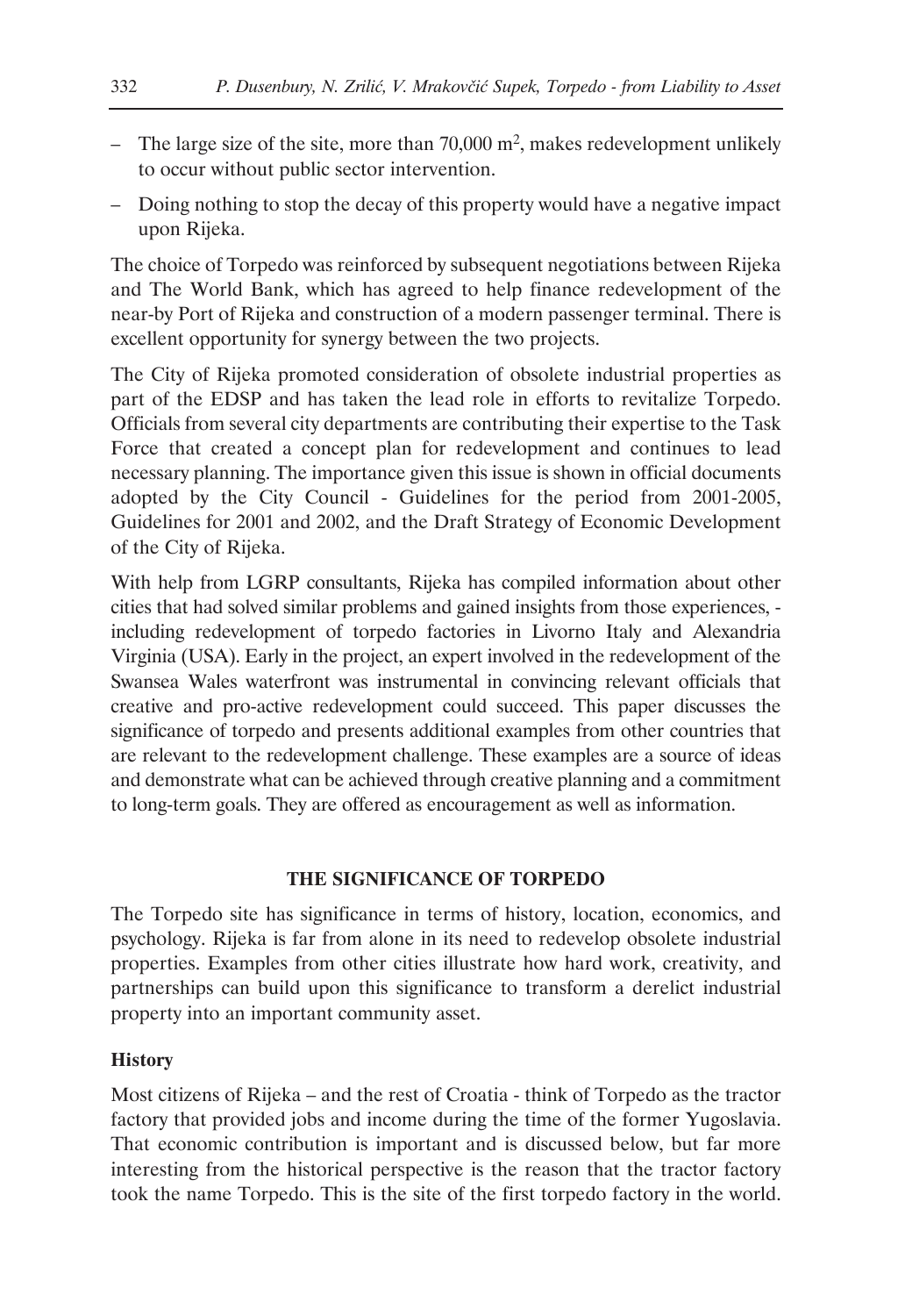- The large size of the site, more than 70,000 $m^2$, makes redevelopment unlikely to occur without public sector intervention.
- Doing nothing to stop the decay of this property would have a negative impact upon Rijeka.

The choice of Torpedo was reinforced by subsequent negotiations between Rijeka and The World Bank, which has agreed to help finance redevelopment of the near-by Port of Rijeka and construction of a modern passenger terminal. There is excellent opportunity for synergy between the two projects.

The City of Rijeka promoted consideration of obsolete industrial properties as part of the EDSP and has taken the lead role in efforts to revitalize Torpedo. Officials from several city departments are contributing their expertise to the Task Force that created a concept plan for redevelopment and continues to lead necessary planning. The importance given this issue is shown in official documents adopted by the City Council - Guidelines for the period from 2001-2005, Guidelines for 2001 and 2002, and the Draft Strategy of Economic Development of the City of Rijeka.

With help from LGRP consultants, Rijeka has compiled information about other cities that had solved similar problems and gained insights from those experiences, - including redevelopment of torpedo factories in Livorno Italy and Alexandria Virginia (USA). Early in the project, an expert involved in the redevelopment of the Swansea Wales waterfront was instrumental in convincing relevant officials that creative and pro-active redevelopment could succeed. This paper discusses the significance of torpedo and presents additional examples from other countries that are relevant to the redevelopment challenge. These examples are a source of ideas and demonstrate what can be achieved through creative planning and a commitment to long-term goals. They are offered as encouragement as well as information.

## THE SIGNIFICANCE OF TORPEDO

The Torpedo site has significance in terms of history, location, economics, and psychology. Rijeka is far from alone in its need to redevelop obsolete industrial properties. Examples from other cities illustrate how hard work, creativity, and partnerships can build upon this significance to transform a derelict industrial property into an important community asset.

### History

Most citizens of Rijeka – and the rest of Croatia - think of Torpedo as the tractor factory that provided jobs and income during the time of the former Yugoslavia. That economic contribution is important and is discussed below, but far more interesting from the historical perspective is the reason that the tractor factory took the name Torpedo. This is the site of the first torpedo factory in the world.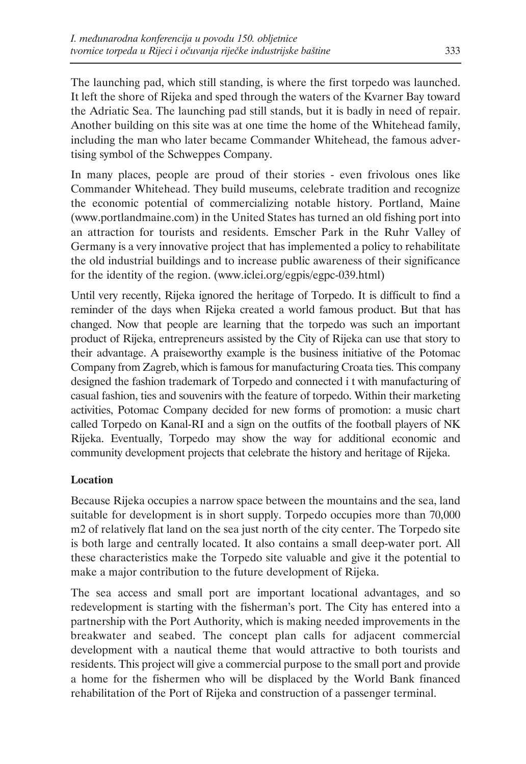The launching pad, which still standing, is where the first torpedo was launched. It left the shore of Rijeka and sped through the waters of the Kvarner Bay toward the Adriatic Sea. The launching pad still stands, but it is badly in need of repair. Another building on this site was at one time the home of the Whitehead family, including the man who later became Commander Whitehead, the famous advertising symbol of the Schweppes Company.

In many places, people are proud of their stories - even frivolous ones like Commander Whitehead. They build museums, celebrate tradition and recognize the economic potential of commercializing notable history. Portland, Maine (www.portlandmaine.com) in the United States has turned an old fishing port into an attraction for tourists and residents. Emscher Park in the Ruhr Valley of Germany is a very innovative project that has implemented a policy to rehabilitate the old industrial buildings and to increase public awareness of their significance for the identity of the region. (www.iclei.org/egpis/egpc-039.html)

Until very recently, Rijeka ignored the heritage of Torpedo. It is difficult to find a reminder of the days when Rijeka created a world famous product. But that has changed. Now that people are learning that the torpedo was such an important product of Rijeka, entrepreneurs assisted by the City of Rijeka can use that story to their advantage. A praiseworthy example is the business initiative of the Potomac Company from Zagreb, which is famous for manufacturing Croata ties. This company designed the fashion trademark of Torpedo and connected i t with manufacturing of casual fashion, ties and souvenirs with the feature of torpedo. Within their marketing activities, Potomac Company decided for new forms of promotion: a music chart called Torpedo on Kanal-RI and a sign on the outfits of the football players of NK Rijeka. Eventually, Torpedo may show the way for additional economic and community development projects that celebrate the history and heritage of Rijeka.

**Location**

Because Rijeka occupies a narrow space between the mountains and the sea, land suitable for development is in short supply. Torpedo occupies more than 70,000 m2 of relatively flat land on the sea just north of the city center. The Torpedo site is both large and centrally located. It also contains a small deep-water port. All these characteristics make the Torpedo site valuable and give it the potential to make a major contribution to the future development of Rijeka.

The sea access and small port are important locational advantages, and so redevelopment is starting with the fisherman's port. The City has entered into a partnership with the Port Authority, which is making needed improvements in the breakwater and seabed. The concept plan calls for adjacent commercial development with a nautical theme that would attractive to both tourists and residents. This project will give a commercial purpose to the small port and provide a home for the fishermen who will be displaced by the World Bank financed rehabilitation of the Port of Rijeka and construction of a passenger terminal.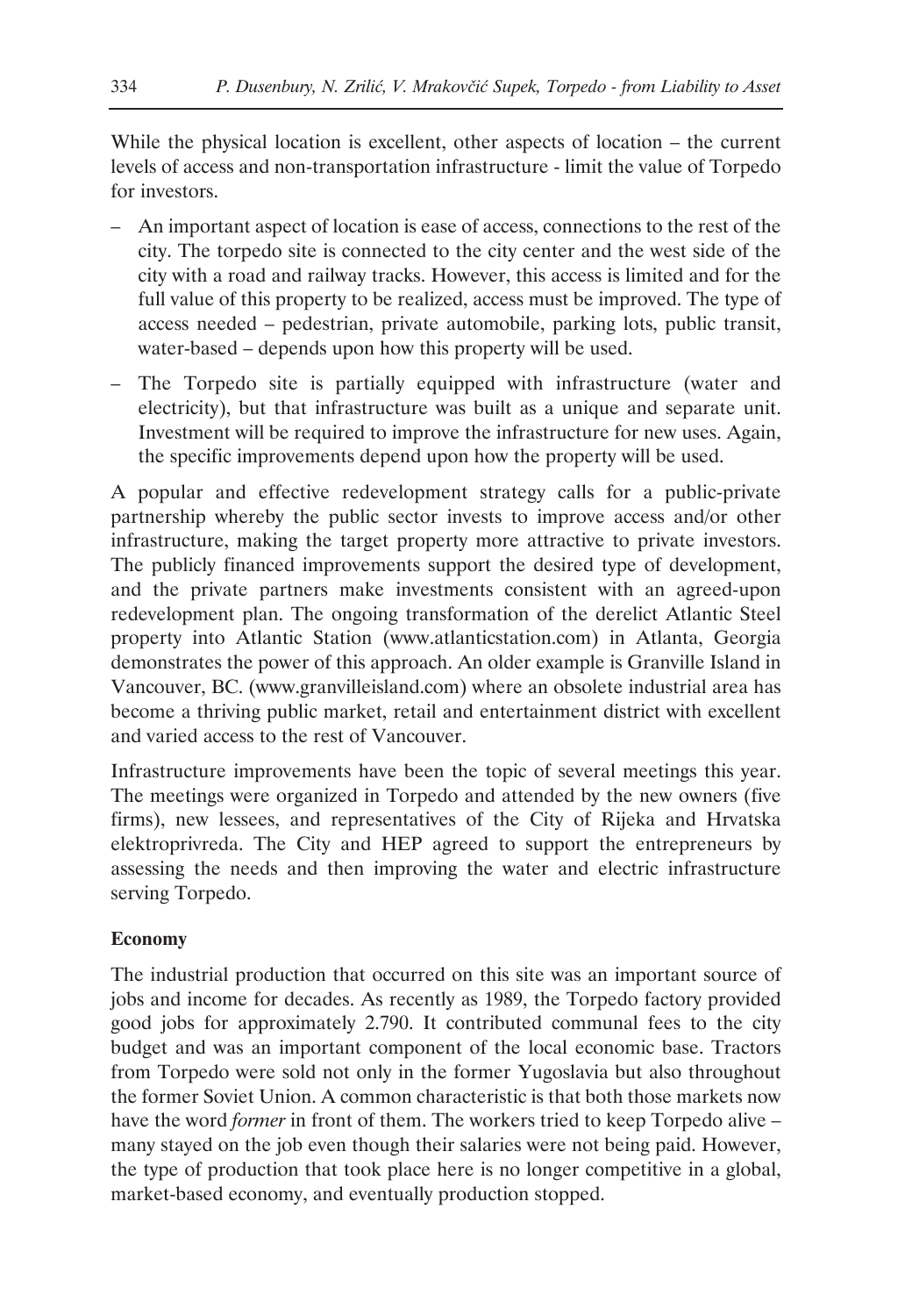While the physical location is excellent, other aspects of location – the current levels of access and non-transportation infrastructure - limit the value of Torpedo for investors.

- An important aspect of location is ease of access, connections to the rest of the city. The torpedo site is connected to the city center and the west side of the city with a road and railway tracks. However, this access is limited and for the full value of this property to be realized, access must be improved. The type of access needed – pedestrian, private automobile, parking lots, public transit, water-based – depends upon how this property will be used.
- The Torpedo site is partially equipped with infrastructure (water and electricity), but that infrastructure was built as a unique and separate unit. Investment will be required to improve the infrastructure for new uses. Again, the specific improvements depend upon how the property will be used.

A popular and effective redevelopment strategy calls for a public-private partnership whereby the public sector invests to improve access and/or other infrastructure, making the target property more attractive to private investors. The publicly financed improvements support the desired type of development, and the private partners make investments consistent with an agreed-upon redevelopment plan. The ongoing transformation of the derelict Atlantic Steel property into Atlantic Station (www.atlanticstation.com) in Atlanta, Georgia demonstrates the power of this approach. An older example is Granville Island in Vancouver, BC. (www.granvilleisland.com) where an obsolete industrial area has become a thriving public market, retail and entertainment district with excellent and varied access to the rest of Vancouver.

Infrastructure improvements have been the topic of several meetings this year. The meetings were organized in Torpedo and attended by the new owners (five firms), new lessees, and representatives of the City of Rijeka and Hrvatska elektroprivreda. The City and HEP agreed to support the entrepreneurs by assessing the needs and then improving the water and electric infrastructure serving Torpedo.

**Economy**

The industrial production that occurred on this site was an important source of jobs and income for decades. As recently as 1989, the Torpedo factory provided good jobs for approximately 2.790. It contributed communal fees to the city budget and was an important component of the local economic base. Tractors from Torpedo were sold not only in the former Yugoslavia but also throughout the former Soviet Union. A common characteristic is that both those markets now have the word *former* in front of them. The workers tried to keep Torpedo alive – many stayed on the job even though their salaries were not being paid. However, the type of production that took place here is no longer competitive in a global, market-based economy, and eventually production stopped.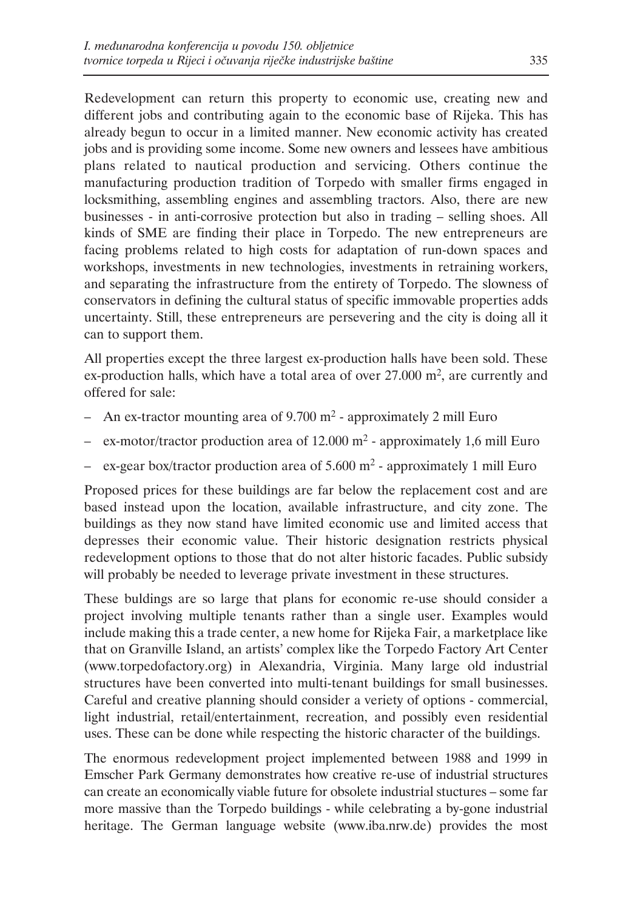Redevelopment can return this property to economic use, creating new and different jobs and contributing again to the economic base of Rijeka. This has already begun to occur in a limited manner. New economic activity has created jobs and is providing some income. Some new owners and lessees have ambitious plans related to nautical production and servicing. Others continue the manufacturing production tradition of Torpedo with smaller firms engaged in locksmithing, assembling engines and assembling tractors. Also, there are new businesses - in anti-corrosive protection but also in trading – selling shoes. All kinds of SME are finding their place in Torpedo. The new entrepreneurs are facing problems related to high costs for adaptation of run-down spaces and workshops, investments in new technologies, investments in retraining workers, and separating the infrastructure from the entirety of Torpedo. The slowness of conservators in defining the cultural status of specific immovable properties adds uncertainty. Still, these entrepreneurs are persevering and the city is doing all it can to support them.

All properties except the three largest ex-production halls have been sold. These ex-production halls, which have a total area of over 27.000 m$^2$, are currently and offered for sale:

- An ex-tractor mounting area of 9.700 m$^2$ - approximately 2 mill Euro
- ex-motor/tractor production area of 12.000 m$^2$ - approximately 1,6 mill Euro
- ex-gear box/tractor production area of 5.600 m$^2$ - approximately 1 mill Euro

Proposed prices for these buildings are far below the replacement cost and are based instead upon the location, available infrastructure, and city zone. The buildings as they now stand have limited economic use and limited access that depresses their economic value. Their historic designation restricts physical redevelopment options to those that do not alter historic facades. Public subsidy will probably be needed to leverage private investment in these structures.

These buldings are so large that plans for economic re-use should consider a project involving multiple tenants rather than a single user. Examples would include making this a trade center, a new home for Rijeka Fair, a marketplace like that on Granville Island, an artists' complex like the Torpedo Factory Art Center (www.torpedofactory.org) in Alexandria, Virginia. Many large old industrial structures have been converted into multi-tenant buildings for small businesses. Careful and creative planning should consider a veriety of options - commercial, light industrial, retail/entertainment, recreation, and possibly even residential uses. These can be done while respecting the historic character of the buildings.

The enormous redevelopment project implemented between 1988 and 1999 in Emscher Park Germany demonstrates how creative re-use of industrial structures can create an economically viable future for obsolete industrial stuctures – some far more massive than the Torpedo buildings - while celebrating a by-gone industrial heritage. The German language website (www.iba.nrw.de) provides the most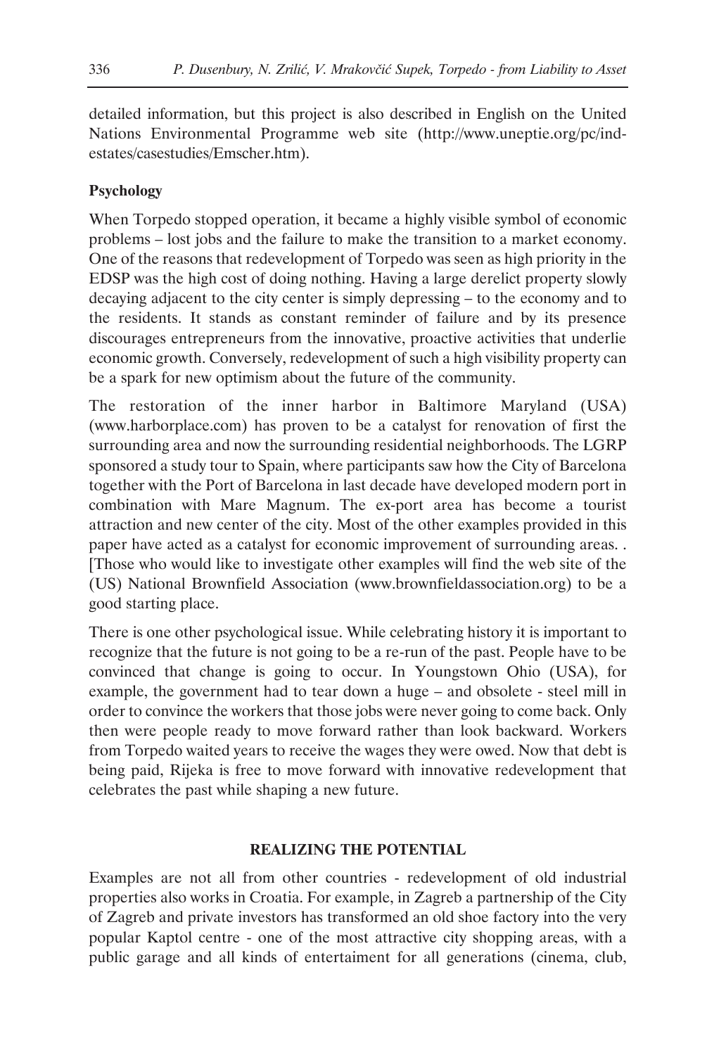detailed information, but this project is also described in English on the United Nations Environmental Programme web site (http://www.uneptie.org/pc/ind-estates/casestudies/Emscher.htm).

### Psychology

When Torpedo stopped operation, it became a highly visible symbol of economic problems – lost jobs and the failure to make the transition to a market economy. One of the reasons that redevelopment of Torpedo was seen as high priority in the EDSP was the high cost of doing nothing. Having a large derelict property slowly decaying adjacent to the city center is simply depressing – to the economy and to the residents. It stands as constant reminder of failure and by its presence discourages entrepreneurs from the innovative, proactive activities that underlie economic growth. Conversely, redevelopment of such a high visibility property can be a spark for new optimism about the future of the community.

The restoration of the inner harbor in Baltimore Maryland (USA) (www.harborplace.com) has proven to be a catalyst for renovation of first the surrounding area and now the surrounding residential neighborhoods. The LGRP sponsored a study tour to Spain, where participants saw how the City of Barcelona together with the Port of Barcelona in last decade have developed modern port in combination with Mare Magnum. The ex-port area has become a tourist attraction and new center of the city. Most of the other examples provided in this paper have acted as a catalyst for economic improvement of surrounding areas. . [Those who would like to investigate other examples will find the web site of the (US) National Brownfield Association (www.brownfieldassociation.org) to be a good starting place.

There is one other psychological issue. While celebrating history it is important to recognize that the future is not going to be a re-run of the past. People have to be convinced that change is going to occur. In Youngstown Ohio (USA), for example, the government had to tear down a huge – and obsolete - steel mill in order to convince the workers that those jobs were never going to come back. Only then were people ready to move forward rather than look backward. Workers from Torpedo waited years to receive the wages they were owed. Now that debt is being paid, Rijeka is free to move forward with innovative redevelopment that celebrates the past while shaping a new future.

## REALIZING THE POTENTIAL

Examples are not all from other countries - redevelopment of old industrial properties also works in Croatia. For example, in Zagreb a partnership of the City of Zagreb and private investors has transformed an old shoe factory into the very popular Kaptol centre - one of the most attractive city shopping areas, with a public garage and all kinds of entertaiment for all generations (cinema, club,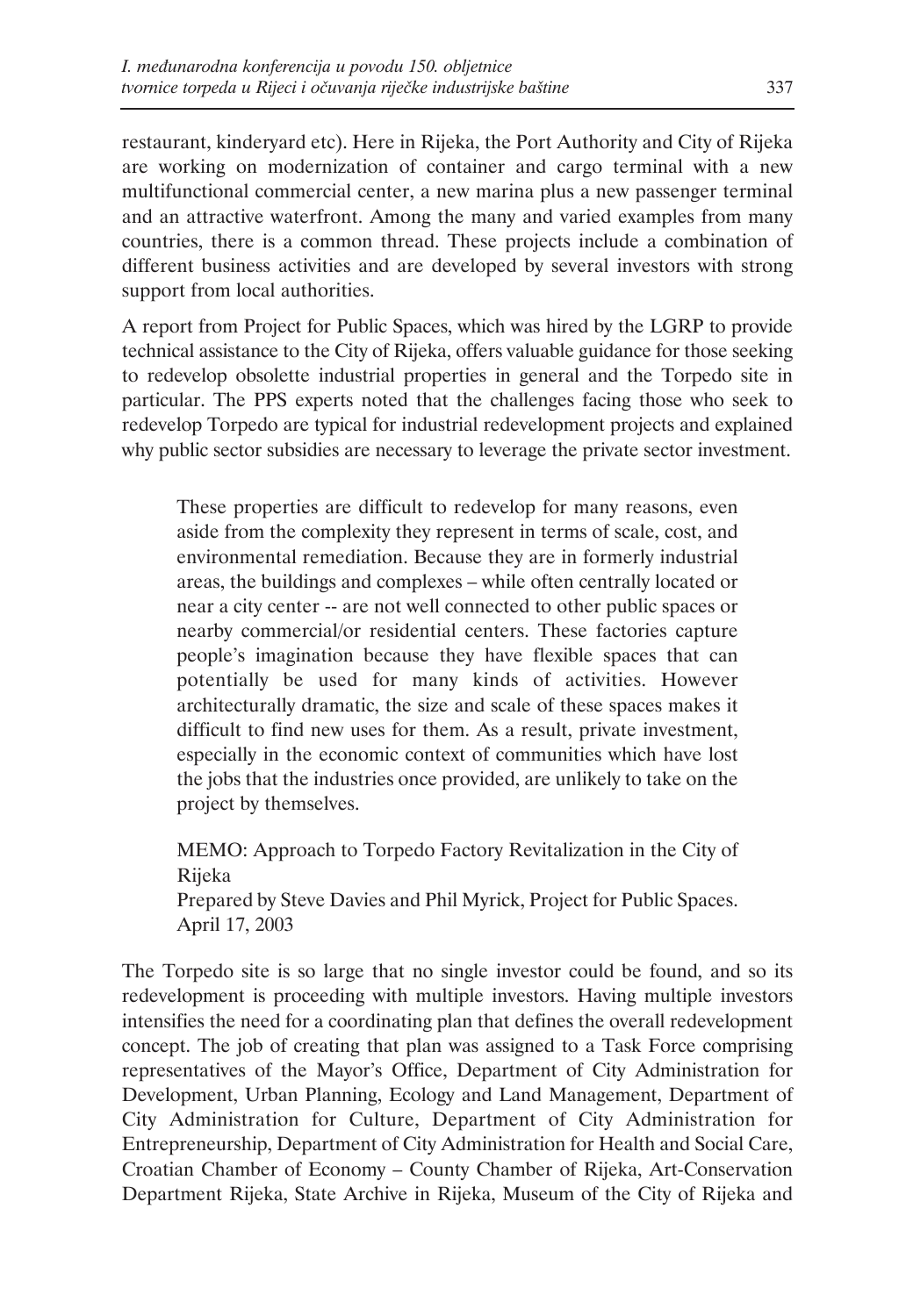restaurant, kinderyard etc). Here in Rijeka, the Port Authority and City of Rijeka are working on modernization of container and cargo terminal with a new multifunctional commercial center, a new marina plus a new passenger terminal and an attractive waterfront. Among the many and varied examples from many countries, there is a common thread. These projects include a combination of different business activities and are developed by several investors with strong support from local authorities.

A report from Project for Public Spaces, which was hired by the LGRP to provide technical assistance to the City of Rijeka, offers valuable guidance for those seeking to redevelop obsolette industrial properties in general and the Torpedo site in particular. The PPS experts noted that the challenges facing those who seek to redevelop Torpedo are typical for industrial redevelopment projects and explained why public sector subsidies are necessary to leverage the private sector investment.

> These properties are difficult to redevelop for many reasons, even aside from the complexity they represent in terms of scale, cost, and environmental remediation. Because they are in formerly industrial areas, the buildings and complexes – while often centrally located or near a city center -- are not well connected to other public spaces or nearby commercial/or residential centers. These factories capture people's imagination because they have flexible spaces that can potentially be used for many kinds of activities. However architecturally dramatic, the size and scale of these spaces makes it difficult to find new uses for them. As a result, private investment, especially in the economic context of communities which have lost the jobs that the industries once provided, are unlikely to take on the project by themselves.
>
> MEMO: Approach to Torpedo Factory Revitalization in the City of Rijeka
> Prepared by Steve Davies and Phil Myrick, Project for Public Spaces. April 17, 2003

The Torpedo site is so large that no single investor could be found, and so its redevelopment is proceeding with multiple investors. Having multiple investors intensifies the need for a coordinating plan that defines the overall redevelopment concept. The job of creating that plan was assigned to a Task Force comprising representatives of the Mayor's Office, Department of City Administration for Development, Urban Planning, Ecology and Land Management, Department of City Administration for Culture, Department of City Administration for Entrepreneurship, Department of City Administration for Health and Social Care, Croatian Chamber of Economy – County Chamber of Rijeka, Art-Conservation Department Rijeka, State Archive in Rijeka, Museum of the City of Rijeka and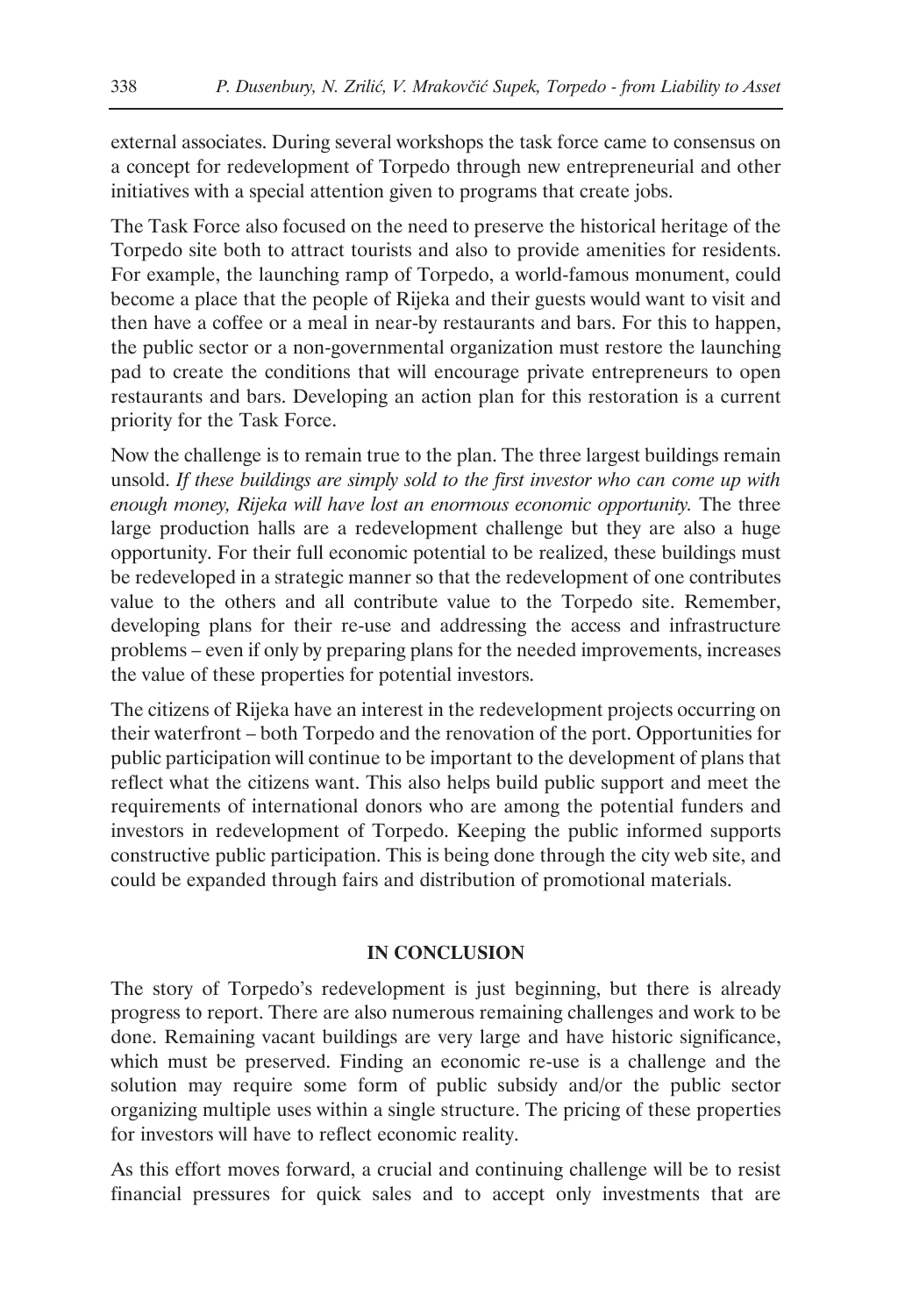external associates. During several workshops the task force came to consensus on a concept for redevelopment of Torpedo through new entrepreneurial and other initiatives with a special attention given to programs that create jobs.

The Task Force also focused on the need to preserve the historical heritage of the Torpedo site both to attract tourists and also to provide amenities for residents. For example, the launching ramp of Torpedo, a world-famous monument, could become a place that the people of Rijeka and their guests would want to visit and then have a coffee or a meal in near-by restaurants and bars. For this to happen, the public sector or a non-governmental organization must restore the launching pad to create the conditions that will encourage private entrepreneurs to open restaurants and bars. Developing an action plan for this restoration is a current priority for the Task Force.

Now the challenge is to remain true to the plan. The three largest buildings remain unsold. *If these buildings are simply sold to the first investor who can come up with enough money, Rijeka will have lost an enormous economic opportunity.* The three large production halls are a redevelopment challenge but they are also a huge opportunity. For their full economic potential to be realized, these buildings must be redeveloped in a strategic manner so that the redevelopment of one contributes value to the others and all contribute value to the Torpedo site. Remember, developing plans for their re-use and addressing the access and infrastructure problems – even if only by preparing plans for the needed improvements, increases the value of these properties for potential investors.

The citizens of Rijeka have an interest in the redevelopment projects occurring on their waterfront – both Torpedo and the renovation of the port. Opportunities for public participation will continue to be important to the development of plans that reflect what the citizens want. This also helps build public support and meet the requirements of international donors who are among the potential funders and investors in redevelopment of Torpedo. Keeping the public informed supports constructive public participation. This is being done through the city web site, and could be expanded through fairs and distribution of promotional materials.

## IN CONCLUSION

The story of Torpedo's redevelopment is just beginning, but there is already progress to report. There are also numerous remaining challenges and work to be done. Remaining vacant buildings are very large and have historic significance, which must be preserved. Finding an economic re-use is a challenge and the solution may require some form of public subsidy and/or the public sector organizing multiple uses within a single structure. The pricing of these properties for investors will have to reflect economic reality.

As this effort moves forward, a crucial and continuing challenge will be to resist financial pressures for quick sales and to accept only investments that are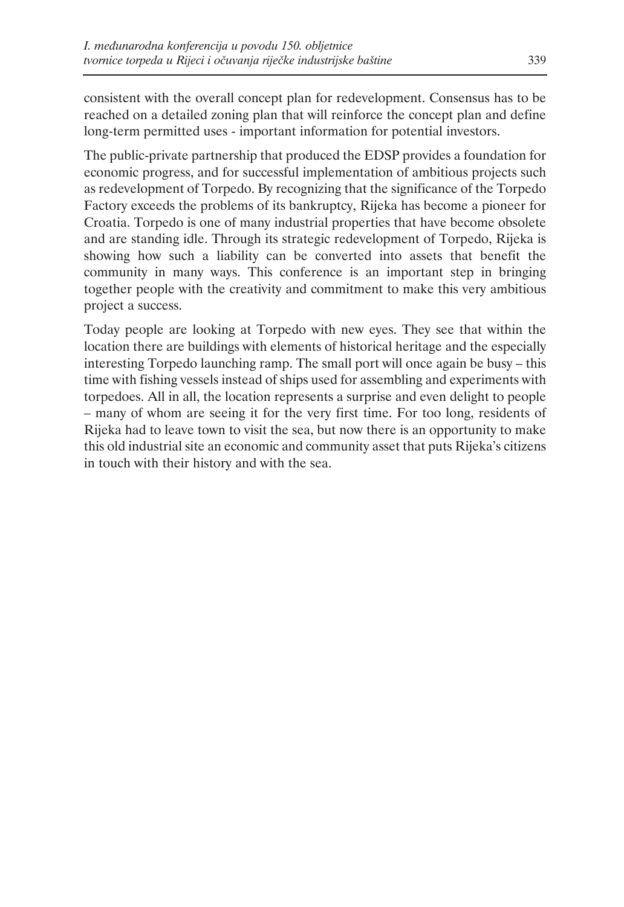consistent with the overall concept plan for redevelopment. Consensus has to be reached on a detailed zoning plan that will reinforce the concept plan and define long-term permitted uses - important information for potential investors.

The public-private partnership that produced the EDSP provides a foundation for economic progress, and for successful implementation of ambitious projects such as redevelopment of Torpedo. By recognizing that the significance of the Torpedo Factory exceeds the problems of its bankruptcy, Rijeka has become a pioneer for Croatia. Torpedo is one of many industrial properties that have become obsolete and are standing idle. Through its strategic redevelopment of Torpedo, Rijeka is showing how such a liability can be converted into assets that benefit the community in many ways. This conference is an important step in bringing together people with the creativity and commitment to make this very ambitious project a success.

Today people are looking at Torpedo with new eyes. They see that within the location there are buildings with elements of historical heritage and the especially interesting Torpedo launching ramp. The small port will once again be busy – this time with fishing vessels instead of ships used for assembling and experiments with torpedoes. All in all, the location represents a surprise and even delight to people – many of whom are seeing it for the very first time. For too long, residents of Rijeka had to leave town to visit the sea, but now there is an opportunity to make this old industrial site an economic and community asset that puts Rijeka's citizens in touch with their history and with the sea.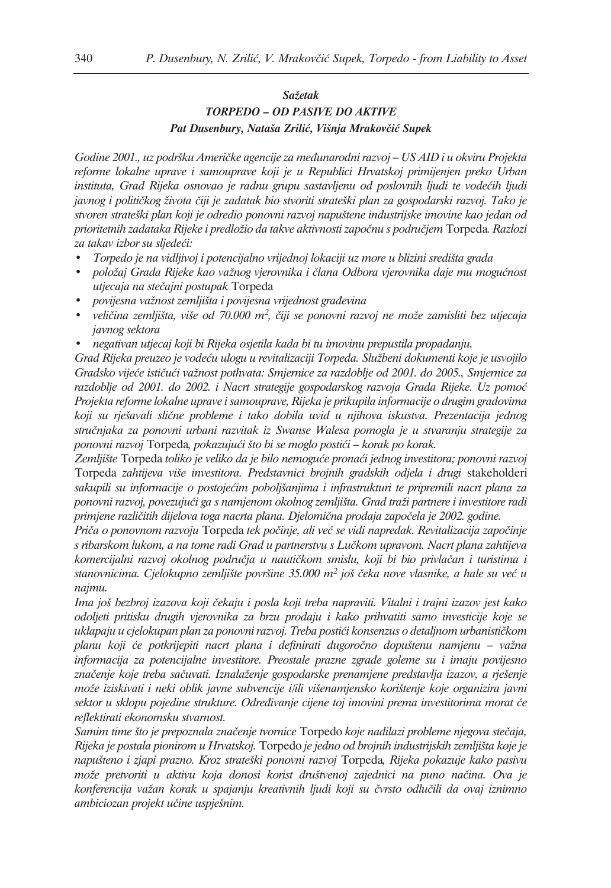## *Sažetak*

### *TORPEDO – OD PASIVE DO AKTIVE*

***Pat Dusenbury, Nataša Zrilić, Višnja Mrakovčić Supek***

*Godine 2001., uz podršku Američke agencije za međunarodni razvoj – US AID i u okviru Projekta reforme lokalne uprave i samouprave koji je u Republici Hrvatskoj primijenjen preko Urban instituta, Grad Rijeka osnovao je radnu grupu sastavljenu od poslovnih ljudi te vodećih ljudi javnog i političkog života čiji je zadatak bio stvoriti strateški plan za gospodarski razvoj. Tako je stvoren strateški plan koji je odredio ponovni razvoj napuštene industrijske imovine kao jedan od prioritetnih zadataka Rijeke i predložio da takve aktivnosti započnu s područjem* Torpeda*. Razlozi za takav izbor su sljedeći:*

- *Torpedo je na vidljivoj i potencijalno vrijednoj lokaciji uz more u blizini središta grada*
- *položaj Grada Rijeke kao važnog vjerovnika i člana Odbora vjerovnika daje mu mogućnost utjecaja na stečajni postupak* Torpeda
- *povijesna važnost zemljišta i povijesna vrijednost građevina*
- *veličina zemljišta, više od 70.000 m$^2$, čiji se ponovni razvoj ne može zamisliti bez utjecaja javnog sektora*
- *negativan utjecaj koji bi Rijeka osjetila kada bi tu imovinu prepustila propadanju.*

*Grad Rijeka preuzeo je vodeću ulogu u revitalizaciji Torpeda. Službeni dokumenti koje je usvojilo Gradsko vijeće ističući važnost pothvata: Smjernice za razdoblje od 2001. do 2005., Smjernice za razdoblje od 2001. do 2002. i Nacrt strategije gospodarskog razvoja Grada Rijeke. Uz pomoć Projekta reforme lokalne uprave i samouprave, Rijeka je prikupila informacije o drugim gradovima koji su rješavali slične probleme i tako dobila uvid u njihova iskustva. Prezentacija jednog stručnjaka za ponovni urbani razvitak iz Swanse Walesa pomogla je u stvaranju strategije za ponovni razvoj* Torpeda*, pokazujući što bi se moglo postići – korak po korak.*

*Zemljište* Torpeda *toliko je veliko da je bilo nemoguće pronaći jednog investitora; ponovni razvoj* Torpeda *zahtijeva više investitora. Predstavnici brojnih gradskih odjela i drugi* stakeholderi *sakupili su informacije o postojećim poboljšanjima i infrastrukturi te pripremili nacrt plana za ponovni razvoj, povezujući ga s namjenom okolnog zemljišta. Grad traži partnere i investitore radi primjene različitih dijelova toga nacrta plana. Djelomična prodaja započela je 2002. godine.*

*Priča o ponovnom razvoju* Torpeda *tek počinje, ali već se vidi napredak. Revitalizacija započinje s ribarskom lukom, a na tome radi Grad u partnerstvu s Lučkom upravom. Nacrt plana zahtijeva komercijalni razvoj okolnog područja u nautičkom smislu, koji bi bio privlačan i turistima i stanovnicima. Cjelokupno zemljište površine 35.000 m$^2$ još čeka nove vlasnike, a hale su već u najmu.*

*Ima još bezbroj izazova koji čekaju i posla koji treba napraviti. Vitalni i trajni izazov jest kako odoljeti pritisku drugih vjerovnika za brzu prodaju i kako prihvatiti samo investicije koje se uklapaju u cjelokupan plan za ponovni razvoj. Treba postići konsenzus o detaljnom urbanističkom planu koji će potkrijepiti nacrt plana i definirati dugoročno dopuštenu namjenu – važna informacija za potencijalne investitore. Preostale prazne zgrade goleme su i imaju povijesno značenje koje treba sačuvati. Iznalaženje gospodarske prenamjene predstavlja izazov, a rješenje može iziskivati i neki oblik javne subvencije i/ili višenamjensko korištenje koje organizira javni sektor u sklopu pojedine strukture. Određivanje cijene toj imovini prema investitorima morat će reflektirati ekonomsku stvarnost.*

*Samim time što je prepoznala značenje tvornice* Torpedo *koje nadilazi probleme njegova stečaja, Rijeka je postala pionirom u Hrvatskoj.* Torpedo *je jedno od brojnih industrijskih zemljišta koje je napušteno i zjapi prazno. Kroz strateški ponovni razvoj* Torpeda*, Rijeka pokazuje kako pasivu može pretvoriti u aktivu koja donosi korist društvenoj zajednici na puno načina. Ova je konferencija važan korak u spajanju kreativnih ljudi koji su čvrsto odlučili da ovaj iznimno ambiciozan projekt učine uspješnim.*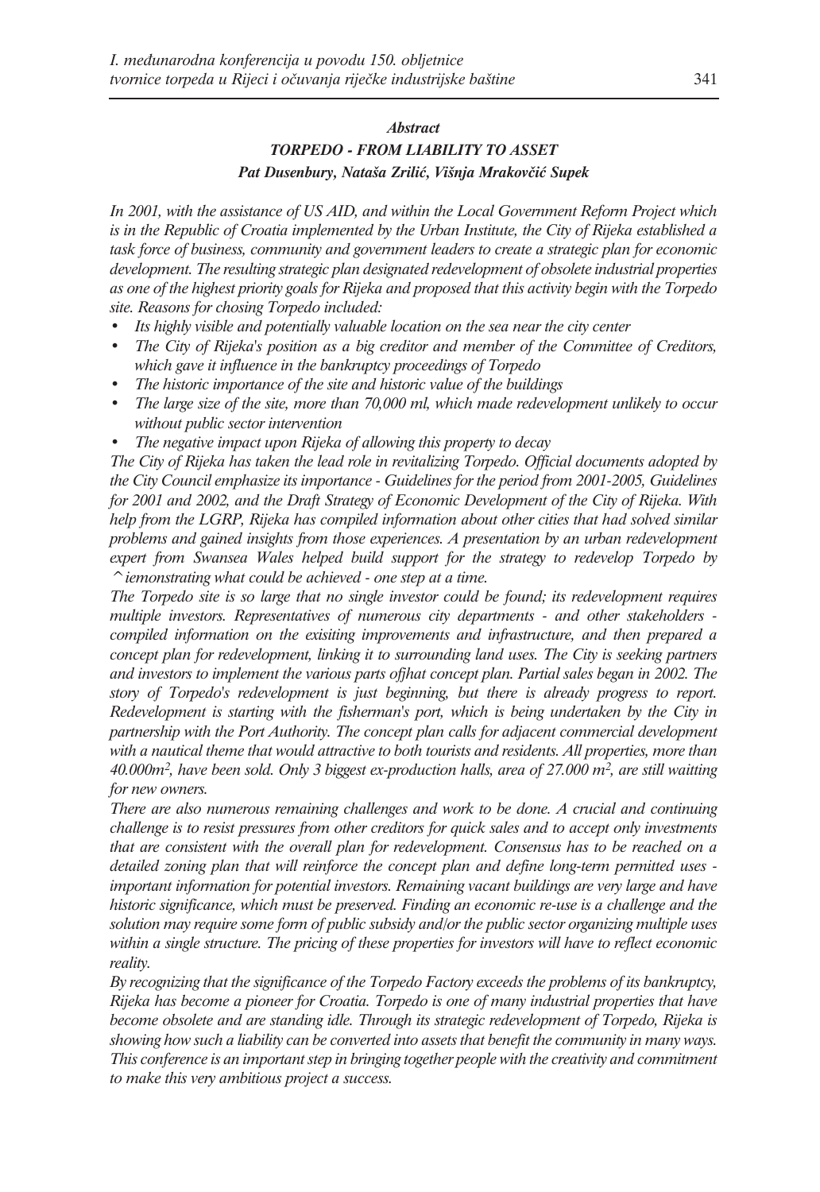***Abstract***

***TORPEDO - FROM LIABILITY TO ASSET***

***Pat Dusenbury, Nataša Zrilić, Višnja Mrakovčić Supek***

*In 2001, with the assistance of US AID, and within the Local Government Reform Project which is in the Republic of Croatia implemented by the Urban Institute, the City of Rijeka established a task force of business, community and government leaders to create a strategic plan for economic development. The resulting strategic plan designated redevelopment of obsolete industrial properties as one of the highest priority goals for Rijeka and proposed that this activity begin with the Torpedo site. Reasons for chosing Torpedo included:*

- *Its highly visible and potentially valuable location on the sea near the city center*
- *The City of Rijeka's position as a big creditor and member of the Committee of Creditors, which gave it influence in the bankruptcy proceedings of Torpedo*
- *The historic importance of the site and historic value of the buildings*
- *The large size of the site, more than 70,000 ml, which made redevelopment unlikely to occur without public sector intervention*
- *The negative impact upon Rijeka of allowing this property to decay*

*The City of Rijeka has taken the lead role in revitalizing Torpedo. Official documents adopted by the City Council emphasize its importance - Guidelines for the period from 2001-2005, Guidelines for 2001 and 2002, and the Draft Strategy of Economic Development of the City of Rijeka. With help from the LGRP, Rijeka has compiled information about other cities that had solved similar problems and gained insights from those experiences. A presentation by an urban redevelopment expert from Swansea Wales helped build support for the strategy to redevelop Torpedo by ^iemonstrating what could be achieved - one step at a time.*

*The Torpedo site is so large that no single investor could be found; its redevelopment requires multiple investors. Representatives of numerous city departments - and other stakeholders - compiled information on the exisiting improvements and infrastructure, and then prepared a concept plan for redevelopment, linking it to surrounding land uses. The City is seeking partners and investors to implement the various parts offhat concept plan. Partial sales began in 2002. The story of Torpedo's redevelopment is just beginning, but there is already progress to report. Redevelopment is starting with the fisherman's port, which is being undertaken by the City in partnership with the Port Authority. The concept plan calls for adjacent commercial development with a nautical theme that would attractive to both tourists and residents. All properties, more than 40.000m$^2$, have been sold. Only 3 biggest ex-production halls, area of 27.000 m$^2$, are still waitting for new owners.*

*There are also numerous remaining challenges and work to be done. A crucial and continuing challenge is to resist pressures from other creditors for quick sales and to accept only investments that are consistent with the overall plan for redevelopment. Consensus has to be reached on a detailed zoning plan that will reinforce the concept plan and define long-term permitted uses - important information for potential investors. Remaining vacant buildings are very large and have historic significance, which must be preserved. Finding an economic re-use is a challenge and the solution may require some form of public subsidy and/or the public sector organizing multiple uses within a single structure. The pricing of these properties for investors will have to reflect economic reality.*

*By recognizing that the significance of the Torpedo Factory exceeds the problems of its bankruptcy, Rijeka has become a pioneer for Croatia. Torpedo is one of many industrial properties that have become obsolete and are standing idle. Through its strategic redevelopment of Torpedo, Rijeka is showing how such a liability can be converted into assets that benefit the community in many ways. This conference is an important step in bringing together people with the creativity and commitment to make this very ambitious project a success.*